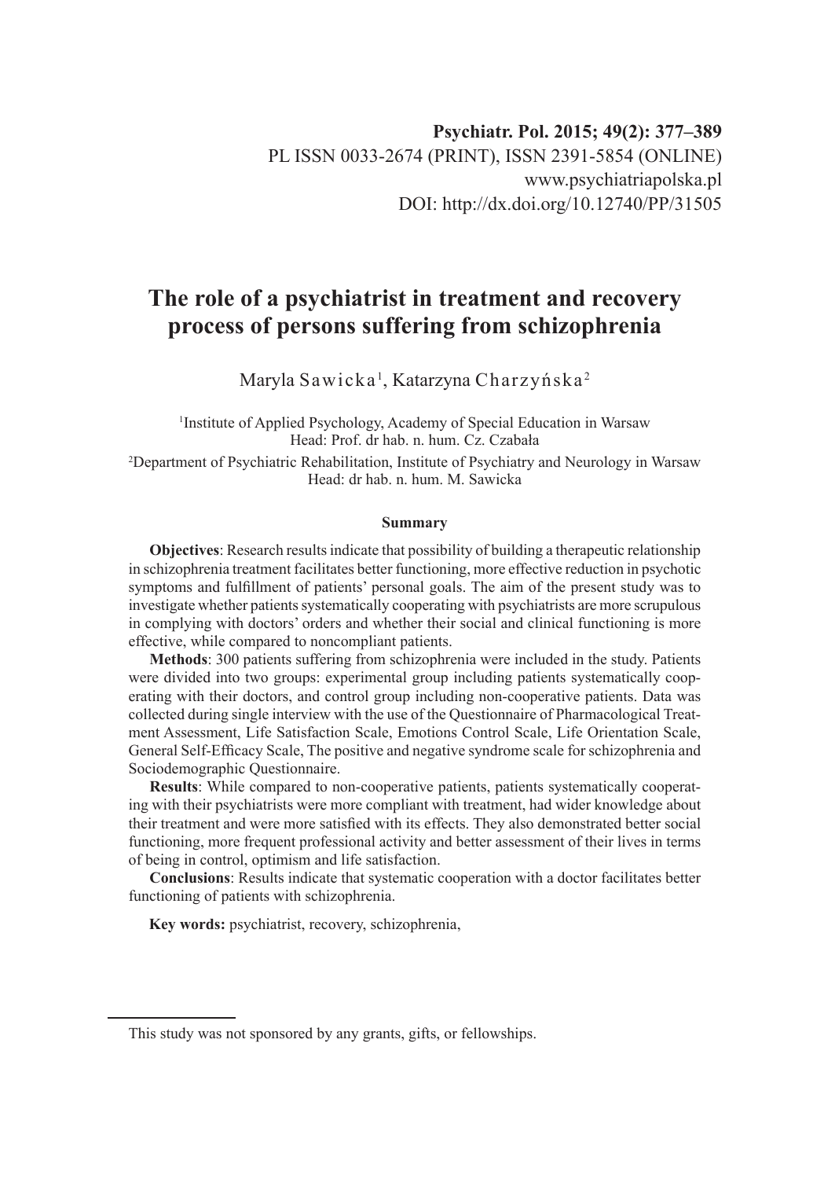# The role of a psychiatrist in treatment and recovery process of persons suffering from schizophrenia

Maryla Sawicka[1], Katarzyna Charzyńska[2]

[1]Institute of Applied Psychology, Academy of Special Education in Warsaw
Head: Prof. dr hab. n. hum. Cz. Czabała

[2]Department of Psychiatric Rehabilitation, Institute of Psychiatry and Neurology in Warsaw
Head: dr hab. n. hum. M. Sawicka

### Summary

**Objectives**: Research results indicate that possibility of building a therapeutic relationship in schizophrenia treatment facilitates better functioning, more effective reduction in psychotic symptoms and fulfillment of patients' personal goals. The aim of the present study was to investigate whether patients systematically cooperating with psychiatrists are more scrupulous in complying with doctors' orders and whether their social and clinical functioning is more effective, while compared to noncompliant patients.

**Methods**: 300 patients suffering from schizophrenia were included in the study. Patients were divided into two groups: experimental group including patients systematically cooperating with their doctors, and control group including non-cooperative patients. Data was collected during single interview with the use of the Questionnaire of Pharmacological Treatment Assessment, Life Satisfaction Scale, Emotions Control Scale, Life Orientation Scale, General Self-Efficacy Scale, The positive and negative syndrome scale for schizophrenia and Sociodemographic Questionnaire.

**Results**: While compared to non-cooperative patients, patients systematically cooperating with their psychiatrists were more compliant with treatment, had wider knowledge about their treatment and were more satisfied with its effects. They also demonstrated better social functioning, more frequent professional activity and better assessment of their lives in terms of being in control, optimism and life satisfaction.

**Conclusions**: Results indicate that systematic cooperation with a doctor facilitates better functioning of patients with schizophrenia.

**Key words:** psychiatrist, recovery, schizophrenia,

This study was not sponsored by any grants, gifts, or fellowships.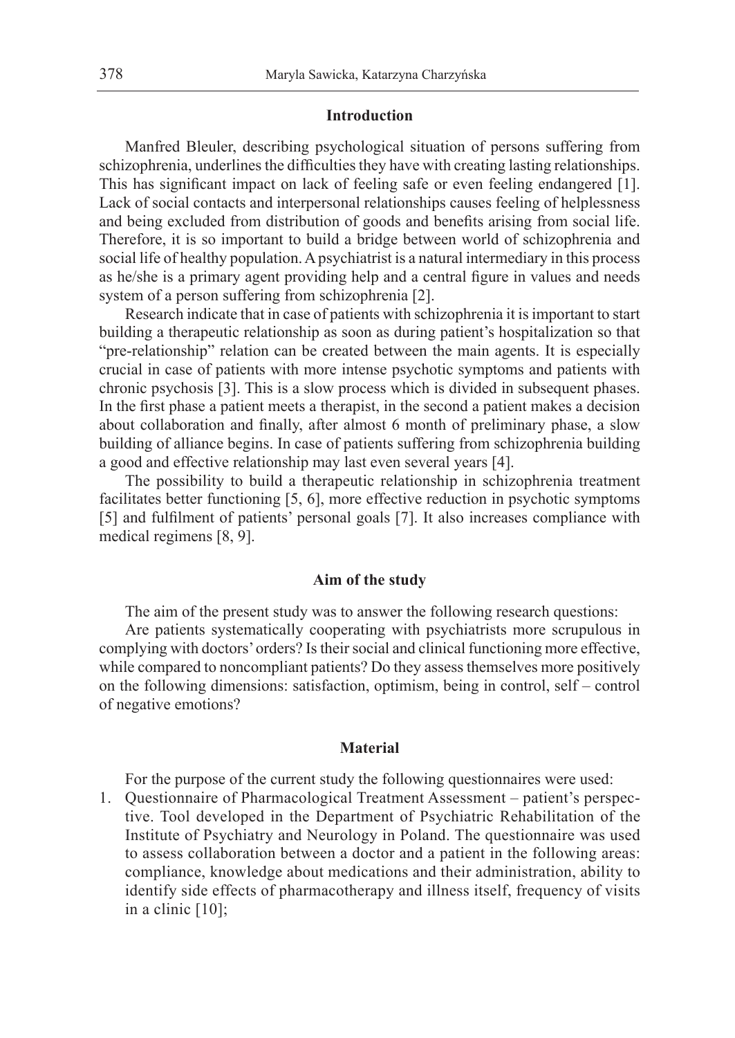## Introduction

Manfred Bleuler, describing psychological situation of persons suffering from schizophrenia, underlines the difficulties they have with creating lasting relationships. This has significant impact on lack of feeling safe or even feeling endangered [1]. Lack of social contacts and interpersonal relationships causes feeling of helplessness and being excluded from distribution of goods and benefits arising from social life. Therefore, it is so important to build a bridge between world of schizophrenia and social life of healthy population. A psychiatrist is a natural intermediary in this process as he/she is a primary agent providing help and a central figure in values and needs system of a person suffering from schizophrenia [2].

Research indicate that in case of patients with schizophrenia it is important to start building a therapeutic relationship as soon as during patient's hospitalization so that "pre-relationship" relation can be created between the main agents. It is especially crucial in case of patients with more intense psychotic symptoms and patients with chronic psychosis [3]. This is a slow process which is divided in subsequent phases. In the first phase a patient meets a therapist, in the second a patient makes a decision about collaboration and finally, after almost 6 month of preliminary phase, a slow building of alliance begins. In case of patients suffering from schizophrenia building a good and effective relationship may last even several years [4].

The possibility to build a therapeutic relationship in schizophrenia treatment facilitates better functioning [5, 6], more effective reduction in psychotic symptoms [5] and fulfilment of patients' personal goals [7]. It also increases compliance with medical regimens [8, 9].

## Aim of the study

The aim of the present study was to answer the following research questions:

Are patients systematically cooperating with psychiatrists more scrupulous in complying with doctors' orders? Is their social and clinical functioning more effective, while compared to noncompliant patients? Do they assess themselves more positively on the following dimensions: satisfaction, optimism, being in control, self – control of negative emotions?

## Material

For the purpose of the current study the following questionnaires were used:

1. Questionnaire of Pharmacological Treatment Assessment – patient's perspective. Tool developed in the Department of Psychiatric Rehabilitation of the Institute of Psychiatry and Neurology in Poland. The questionnaire was used to assess collaboration between a doctor and a patient in the following areas: compliance, knowledge about medications and their administration, ability to identify side effects of pharmacotherapy and illness itself, frequency of visits in a clinic [10];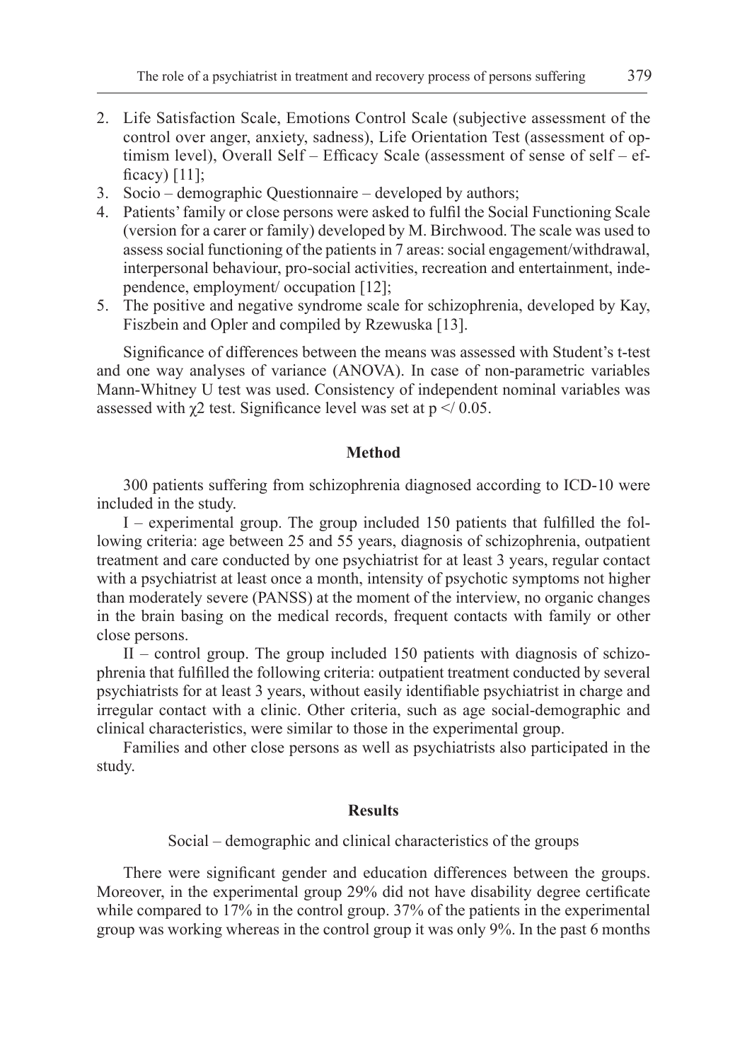2. Life Satisfaction Scale, Emotions Control Scale (subjective assessment of the control over anger, anxiety, sadness), Life Orientation Test (assessment of optimism level), Overall Self – Efficacy Scale (assessment of sense of self – efficacy) [11];
3. Socio – demographic Questionnaire – developed by authors;
4. Patients' family or close persons were asked to fulfil the Social Functioning Scale (version for a carer or family) developed by M. Birchwood. The scale was used to assess social functioning of the patients in 7 areas: social engagement/withdrawal, interpersonal behaviour, pro-social activities, recreation and entertainment, independence, employment/ occupation [12];
5. The positive and negative syndrome scale for schizophrenia, developed by Kay, Fiszbein and Opler and compiled by Rzewuska [13].

Significance of differences between the means was assessed with Student's t-test and one way analyses of variance (ANOVA). In case of non-parametric variables Mann-Whitney U test was used. Consistency of independent nominal variables was assessed with $\chi 2$ test. Significance level was set at p </ 0.05.

## Method

300 patients suffering from schizophrenia diagnosed according to ICD-10 were included in the study.

I – experimental group. The group included 150 patients that fulfilled the following criteria: age between 25 and 55 years, diagnosis of schizophrenia, outpatient treatment and care conducted by one psychiatrist for at least 3 years, regular contact with a psychiatrist at least once a month, intensity of psychotic symptoms not higher than moderately severe (PANSS) at the moment of the interview, no organic changes in the brain basing on the medical records, frequent contacts with family or other close persons.

II – control group. The group included 150 patients with diagnosis of schizophrenia that fulfilled the following criteria: outpatient treatment conducted by several psychiatrists for at least 3 years, without easily identifiable psychiatrist in charge and irregular contact with a clinic. Other criteria, such as age social-demographic and clinical characteristics, were similar to those in the experimental group.

Families and other close persons as well as psychiatrists also participated in the study.

## Results

Social – demographic and clinical characteristics of the groups

There were significant gender and education differences between the groups. Moreover, in the experimental group 29% did not have disability degree certificate while compared to 17% in the control group. 37% of the patients in the experimental group was working whereas in the control group it was only 9%. In the past 6 months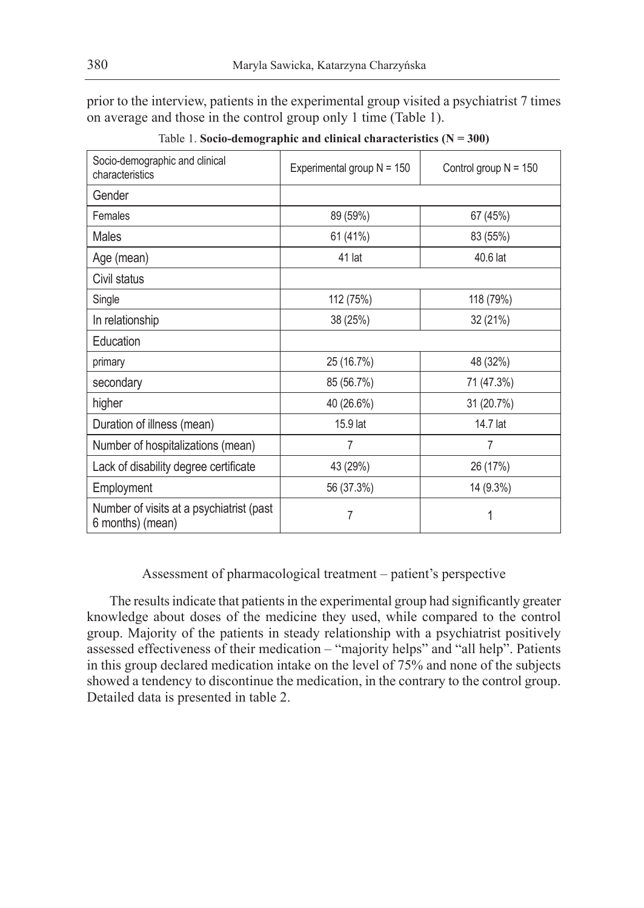prior to the interview, patients in the experimental group visited a psychiatrist 7 times on average and those in the control group only 1 time (Table 1).

Table 1. **Socio-demographic and clinical characteristics (N = 300)**

| Socio-demographic and clinical characteristics | Experimental group N = 150 | Control group N = 150 |
|---|---|---|
| Gender | | |
| Females | 89 (59%) | 67 (45%) |
| Males | 61 (41%) | 83 (55%) |
| Age (mean) | 41 lat | 40.6 lat |
| Civil status | | |
| Single | 112 (75%) | 118 (79%) |
| In relationship | 38 (25%) | 32 (21%) |
| Education | | |
| primary | 25 (16.7%) | 48 (32%) |
| secondary | 85 (56.7%) | 71 (47.3%) |
| higher | 40 (26.6%) | 31 (20.7%) |
| Duration of illness (mean) | 15.9 lat | 14.7 lat |
| Number of hospitalizations (mean) | 7 | 7 |
| Lack of disability degree certificate | 43 (29%) | 26 (17%) |
| Employment | 56 (37.3%) | 14 (9.3%) |
| Number of visits at a psychiatrist (past 6 months) (mean) | 7 | 1 |

## Assessment of pharmacological treatment – patient's perspective

The results indicate that patients in the experimental group had significantly greater knowledge about doses of the medicine they used, while compared to the control group. Majority of the patients in steady relationship with a psychiatrist positively assessed effectiveness of their medication – "majority helps" and "all help". Patients in this group declared medication intake on the level of 75% and none of the subjects showed a tendency to discontinue the medication, in the contrary to the control group. Detailed data is presented in table 2.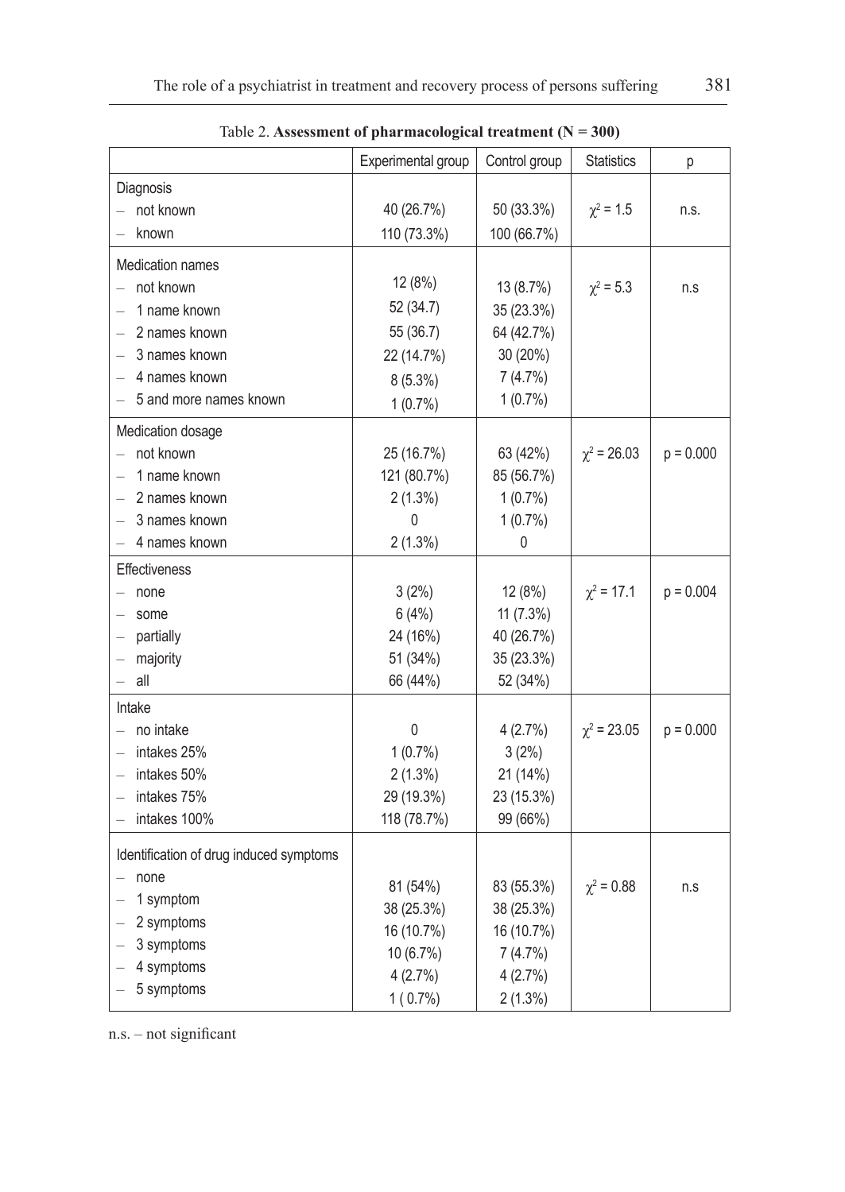Table 2. **Assessment of pharmacological treatment (N = 300)**

| | Experimental group | Control group | Statistics | p |
|---|---|---|---|---|
| Diagnosis | | | | |
| – not known | 40 (26.7%) | 50 (33.3%) | $\chi^2 = 1.5$ | n.s. |
| – known | 110 (73.3%) | 100 (66.7%) | | |
| Medication names | | | | |
| – not known | 12 (8%) | 13 (8.7%) | $\chi^2 = 5.3$ | n.s |
| – 1 name known | 52 (34.7) | 35 (23.3%) | | |
| – 2 names known | 55 (36.7) | 64 (42.7%) | | |
| – 3 names known | 22 (14.7%) | 30 (20%) | | |
| – 4 names known | 8 (5.3%) | 7 (4.7%) | | |
| – 5 and more names known | 1 (0.7%) | 1 (0.7%) | | |
| Medication dosage | | | | |
| – not known | 25 (16.7%) | 63 (42%) | $\chi^2 = 26.03$ | p = 0.000 |
| – 1 name known | 121 (80.7%) | 85 (56.7%) | | |
| – 2 names known | 2 (1.3%) | 1 (0.7%) | | |
| – 3 names known | 0 | 1 (0.7%) | | |
| – 4 names known | 2 (1.3%) | 0 | | |
| Effectiveness | | | | |
| – none | 3 (2%) | 12 (8%) | $\chi^2 = 17.1$ | p = 0.004 |
| – some | 6 (4%) | 11 (7.3%) | | |
| – partially | 24 (16%) | 40 (26.7%) | | |
| – majority | 51 (34%) | 35 (23.3%) | | |
| – all | 66 (44%) | 52 (34%) | | |
| Intake | | | | |
| – no intake | 0 | 4 (2.7%) | $\chi^2 = 23.05$ | p = 0.000 |
| – intakes 25% | 1 (0.7%) | 3 (2%) | | |
| – intakes 50% | 2 (1.3%) | 21 (14%) | | |
| – intakes 75% | 29 (19.3%) | 23 (15.3%) | | |
| – intakes 100% | 118 (78.7%) | 99 (66%) | | |
| Identification of drug induced symptoms | | | | |
| – none | 81 (54%) | 83 (55.3%) | $\chi^2 = 0.88$ | n.s |
| – 1 symptom | 38 (25.3%) | 38 (25.3%) | | |
| – 2 symptoms | 16 (10.7%) | 16 (10.7%) | | |
| – 3 symptoms | 10 (6.7%) | 7 (4.7%) | | |
| – 4 symptoms | 4 (2.7%) | 4 (2.7%) | | |
| – 5 symptoms | 1 ( 0.7%) | 2 (1.3%) | | |

n.s. – not significant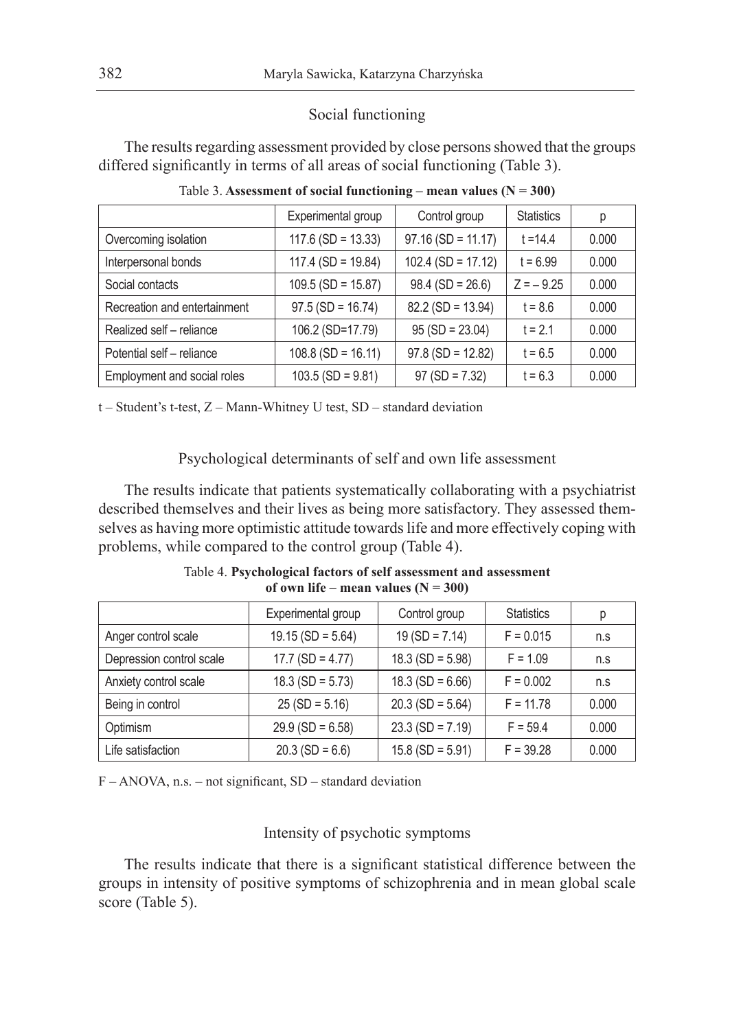### Social functioning

The results regarding assessment provided by close persons showed that the groups differed significantly in terms of all areas of social functioning (Table 3).

Table 3. **Assessment of social functioning – mean values (N = 300)**

| | Experimental group | Control group | Statistics | p |
|---|---|---|---|---|
| Overcoming isolation | 117.6 (SD = 13.33) | 97.16 (SD = 11.17) | t =14.4 | 0.000 |
| Interpersonal bonds | 117.4 (SD = 19.84) | 102.4 (SD = 17.12) | t = 6.99 | 0.000 |
| Social contacts | 109.5 (SD = 15.87) | 98.4 (SD = 26.6) | Z = – 9.25 | 0.000 |
| Recreation and entertainment | 97.5 (SD = 16.74) | 82.2 (SD = 13.94) | t = 8.6 | 0.000 |
| Realized self – reliance | 106.2 (SD=17.79) | 95 (SD = 23.04) | t = 2.1 | 0.000 |
| Potential self – reliance | 108.8 (SD = 16.11) | 97.8 (SD = 12.82) | t = 6.5 | 0.000 |
| Employment and social roles | 103.5 (SD = 9.81) | 97 (SD = 7.32) | t = 6.3 | 0.000 |

t – Student's t-test, Z – Mann-Whitney U test, SD – standard deviation

### Psychological determinants of self and own life assessment

The results indicate that patients systematically collaborating with a psychiatrist described themselves and their lives as being more satisfactory. They assessed themselves as having more optimistic attitude towards life and more effectively coping with problems, while compared to the control group (Table 4).

Table 4. **Psychological factors of self assessment and assessment of own life – mean values (N = 300)**

| | Experimental group | Control group | Statistics | p |
|---|---|---|---|---|
| Anger control scale | 19.15 (SD = 5.64) | 19 (SD = 7.14) | F = 0.015 | n.s |
| Depression control scale | 17.7 (SD = 4.77) | 18.3 (SD = 5.98) | F = 1.09 | n.s |
| Anxiety control scale | 18.3 (SD = 5.73) | 18.3 (SD = 6.66) | F = 0.002 | n.s |
| Being in control | 25 (SD = 5.16) | 20.3 (SD = 5.64) | F = 11.78 | 0.000 |
| Optimism | 29.9 (SD = 6.58) | 23.3 (SD = 7.19) | F = 59.4 | 0.000 |
| Life satisfaction | 20.3 (SD = 6.6) | 15.8 (SD = 5.91) | F = 39.28 | 0.000 |

F – ANOVA, n.s. – not significant, SD – standard deviation

### Intensity of psychotic symptoms

The results indicate that there is a significant statistical difference between the groups in intensity of positive symptoms of schizophrenia and in mean global scale score (Table 5).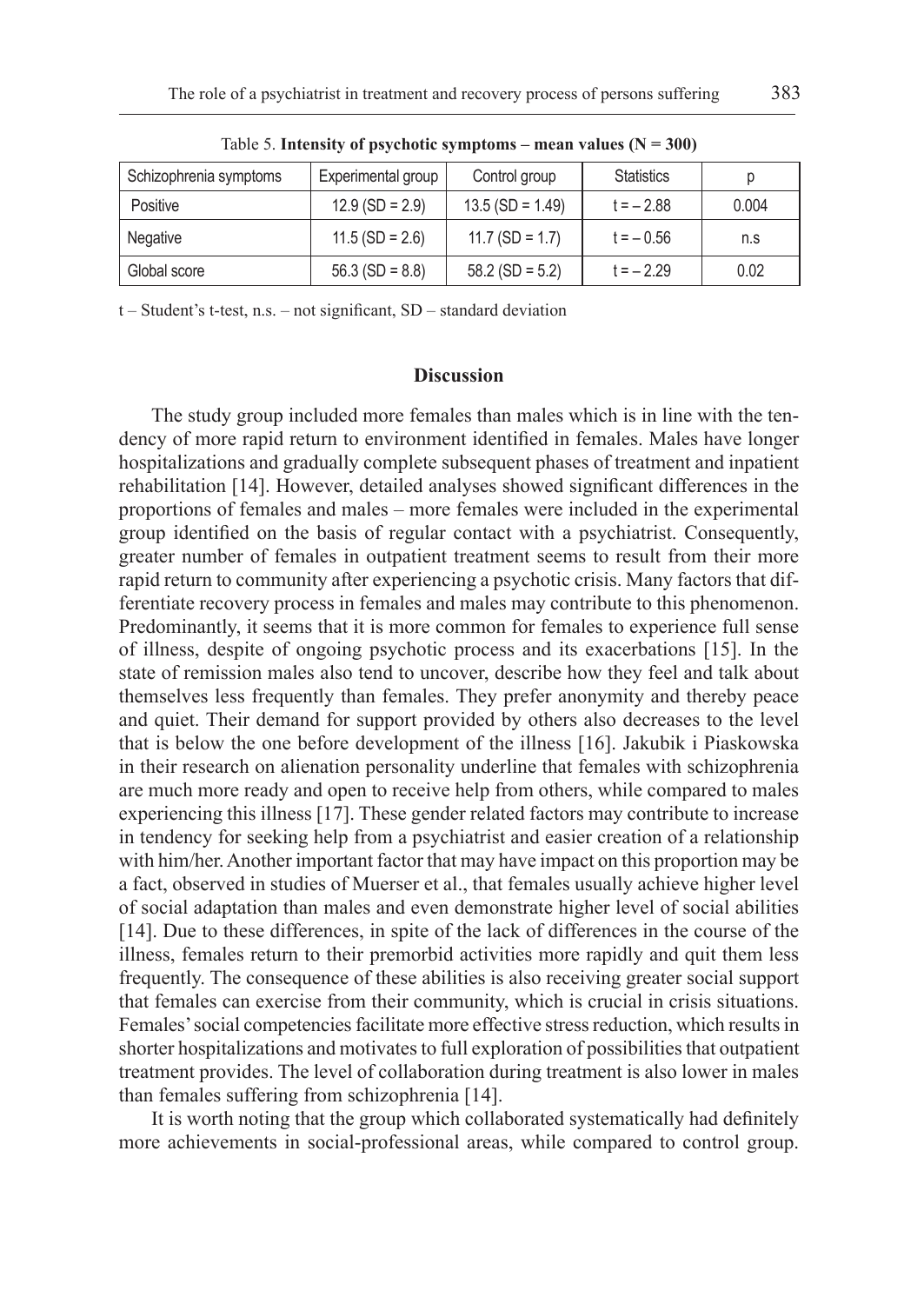Table 5. **Intensity of psychotic symptoms – mean values (N = 300)**

| Schizophrenia symptoms | Experimental group | Control group | Statistics | p |
|---|---|---|---|---|
| Positive | 12.9 (SD = 2.9) | 13.5 (SD = 1.49) | t = – 2.88 | 0.004 |
| Negative | 11.5 (SD = 2.6) | 11.7 (SD = 1.7) | t = – 0.56 | n.s |
| Global score | 56.3 (SD = 8.8) | 58.2 (SD = 5.2) | t = – 2.29 | 0.02 |

t – Student's t-test, n.s. – not significant, SD – standard deviation

## Discussion

The study group included more females than males which is in line with the tendency of more rapid return to environment identified in females. Males have longer hospitalizations and gradually complete subsequent phases of treatment and inpatient rehabilitation [14]. However, detailed analyses showed significant differences in the proportions of females and males – more females were included in the experimental group identified on the basis of regular contact with a psychiatrist. Consequently, greater number of females in outpatient treatment seems to result from their more rapid return to community after experiencing a psychotic crisis. Many factors that differentiate recovery process in females and males may contribute to this phenomenon. Predominantly, it seems that it is more common for females to experience full sense of illness, despite of ongoing psychotic process and its exacerbations [15]. In the state of remission males also tend to uncover, describe how they feel and talk about themselves less frequently than females. They prefer anonymity and thereby peace and quiet. Their demand for support provided by others also decreases to the level that is below the one before development of the illness [16]. Jakubik i Piaskowska in their research on alienation personality underline that females with schizophrenia are much more ready and open to receive help from others, while compared to males experiencing this illness [17]. These gender related factors may contribute to increase in tendency for seeking help from a psychiatrist and easier creation of a relationship with him/her. Another important factor that may have impact on this proportion may be a fact, observed in studies of Muerser et al., that females usually achieve higher level of social adaptation than males and even demonstrate higher level of social abilities [14]. Due to these differences, in spite of the lack of differences in the course of the illness, females return to their premorbid activities more rapidly and quit them less frequently. The consequence of these abilities is also receiving greater social support that females can exercise from their community, which is crucial in crisis situations. Females' social competencies facilitate more effective stress reduction, which results in shorter hospitalizations and motivates to full exploration of possibilities that outpatient treatment provides. The level of collaboration during treatment is also lower in males than females suffering from schizophrenia [14].

It is worth noting that the group which collaborated systematically had definitely more achievements in social-professional areas, while compared to control group.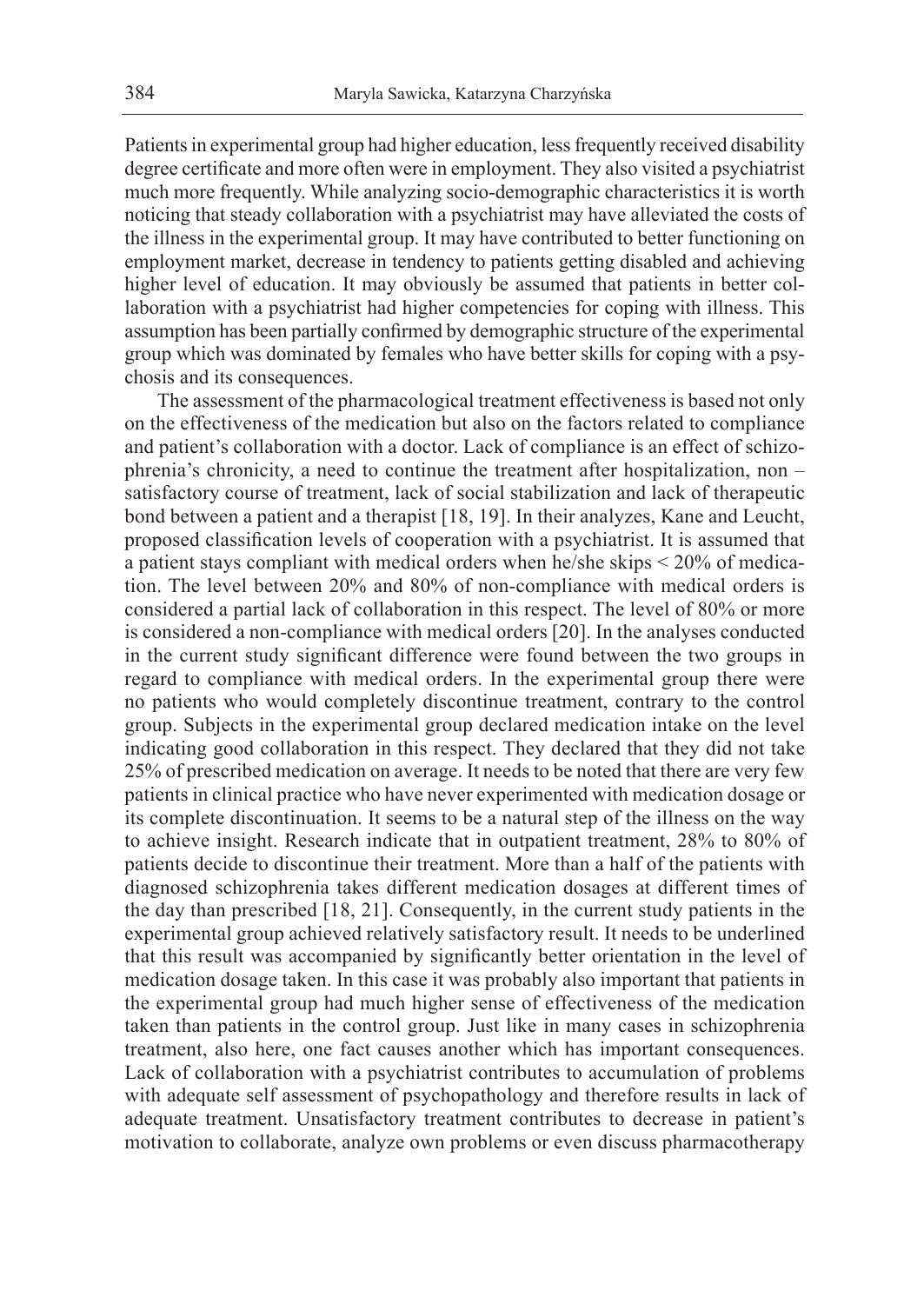Patients in experimental group had higher education, less frequently received disability degree certificate and more often were in employment. They also visited a psychiatrist much more frequently. While analyzing socio-demographic characteristics it is worth noticing that steady collaboration with a psychiatrist may have alleviated the costs of the illness in the experimental group. It may have contributed to better functioning on employment market, decrease in tendency to patients getting disabled and achieving higher level of education. It may obviously be assumed that patients in better collaboration with a psychiatrist had higher competencies for coping with illness. This assumption has been partially confirmed by demographic structure of the experimental group which was dominated by females who have better skills for coping with a psychosis and its consequences.

The assessment of the pharmacological treatment effectiveness is based not only on the effectiveness of the medication but also on the factors related to compliance and patient's collaboration with a doctor. Lack of compliance is an effect of schizophrenia's chronicity, a need to continue the treatment after hospitalization, non – satisfactory course of treatment, lack of social stabilization and lack of therapeutic bond between a patient and a therapist [18, 19]. In their analyzes, Kane and Leucht, proposed classification levels of cooperation with a psychiatrist. It is assumed that a patient stays compliant with medical orders when he/she skips < 20% of medication. The level between 20% and 80% of non-compliance with medical orders is considered a partial lack of collaboration in this respect. The level of 80% or more is considered a non-compliance with medical orders [20]. In the analyses conducted in the current study significant difference were found between the two groups in regard to compliance with medical orders. In the experimental group there were no patients who would completely discontinue treatment, contrary to the control group. Subjects in the experimental group declared medication intake on the level indicating good collaboration in this respect. They declared that they did not take 25% of prescribed medication on average. It needs to be noted that there are very few patients in clinical practice who have never experimented with medication dosage or its complete discontinuation. It seems to be a natural step of the illness on the way to achieve insight. Research indicate that in outpatient treatment, 28% to 80% of patients decide to discontinue their treatment. More than a half of the patients with diagnosed schizophrenia takes different medication dosages at different times of the day than prescribed [18, 21]. Consequently, in the current study patients in the experimental group achieved relatively satisfactory result. It needs to be underlined that this result was accompanied by significantly better orientation in the level of medication dosage taken. In this case it was probably also important that patients in the experimental group had much higher sense of effectiveness of the medication taken than patients in the control group. Just like in many cases in schizophrenia treatment, also here, one fact causes another which has important consequences. Lack of collaboration with a psychiatrist contributes to accumulation of problems with adequate self assessment of psychopathology and therefore results in lack of adequate treatment. Unsatisfactory treatment contributes to decrease in patient's motivation to collaborate, analyze own problems or even discuss pharmacotherapy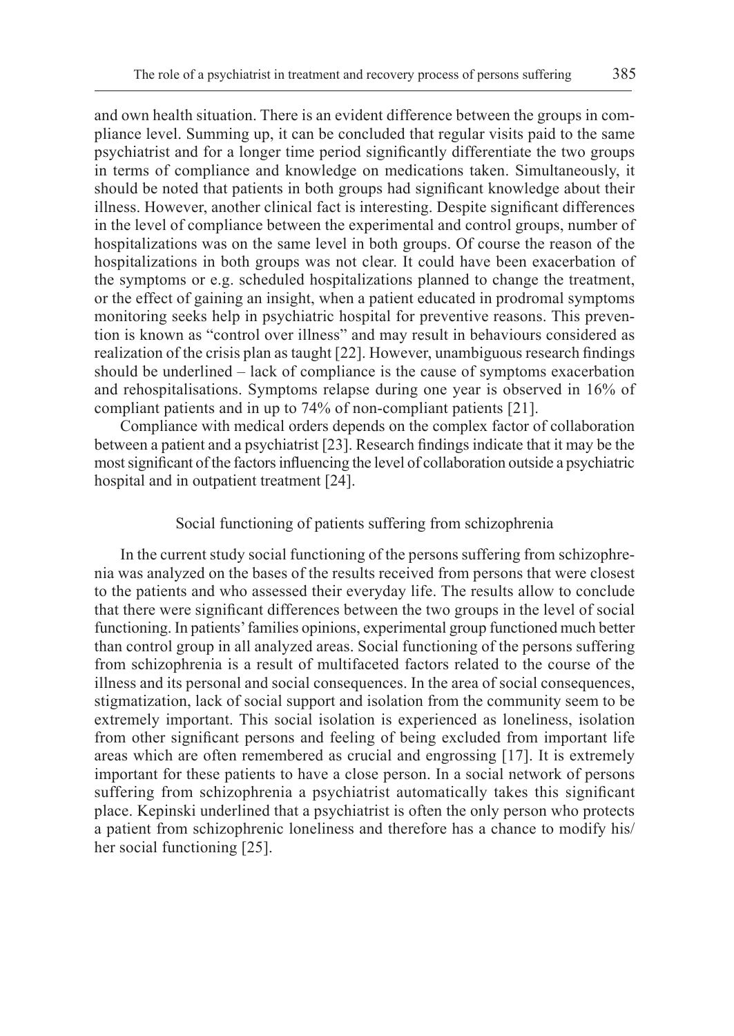and own health situation. There is an evident difference between the groups in compliance level. Summing up, it can be concluded that regular visits paid to the same psychiatrist and for a longer time period significantly differentiate the two groups in terms of compliance and knowledge on medications taken. Simultaneously, it should be noted that patients in both groups had significant knowledge about their illness. However, another clinical fact is interesting. Despite significant differences in the level of compliance between the experimental and control groups, number of hospitalizations was on the same level in both groups. Of course the reason of the hospitalizations in both groups was not clear. It could have been exacerbation of the symptoms or e.g. scheduled hospitalizations planned to change the treatment, or the effect of gaining an insight, when a patient educated in prodromal symptoms monitoring seeks help in psychiatric hospital for preventive reasons. This prevention is known as "control over illness" and may result in behaviours considered as realization of the crisis plan as taught [22]. However, unambiguous research findings should be underlined – lack of compliance is the cause of symptoms exacerbation and rehospitalisations. Symptoms relapse during one year is observed in 16% of compliant patients and in up to 74% of non-compliant patients [21].

Compliance with medical orders depends on the complex factor of collaboration between a patient and a psychiatrist [23]. Research findings indicate that it may be the most significant of the factors influencing the level of collaboration outside a psychiatric hospital and in outpatient treatment [24].

## Social functioning of patients suffering from schizophrenia

In the current study social functioning of the persons suffering from schizophrenia was analyzed on the bases of the results received from persons that were closest to the patients and who assessed their everyday life. The results allow to conclude that there were significant differences between the two groups in the level of social functioning. In patients' families opinions, experimental group functioned much better than control group in all analyzed areas. Social functioning of the persons suffering from schizophrenia is a result of multifaceted factors related to the course of the illness and its personal and social consequences. In the area of social consequences, stigmatization, lack of social support and isolation from the community seem to be extremely important. This social isolation is experienced as loneliness, isolation from other significant persons and feeling of being excluded from important life areas which are often remembered as crucial and engrossing [17]. It is extremely important for these patients to have a close person. In a social network of persons suffering from schizophrenia a psychiatrist automatically takes this significant place. Kepinski underlined that a psychiatrist is often the only person who protects a patient from schizophrenic loneliness and therefore has a chance to modify his/her social functioning [25].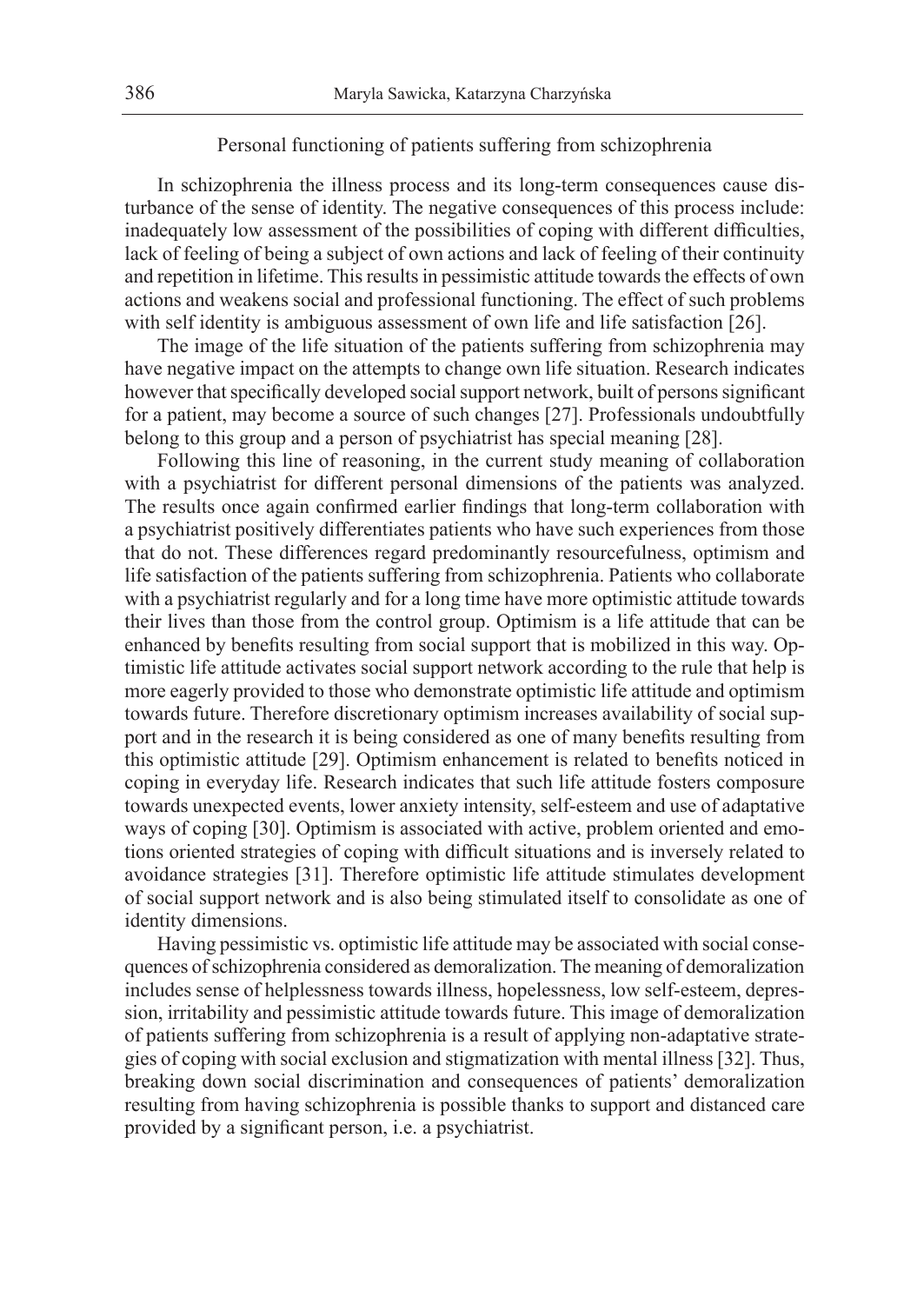## Personal functioning of patients suffering from schizophrenia

In schizophrenia the illness process and its long-term consequences cause disturbance of the sense of identity. The negative consequences of this process include: inadequately low assessment of the possibilities of coping with different difficulties, lack of feeling of being a subject of own actions and lack of feeling of their continuity and repetition in lifetime. This results in pessimistic attitude towards the effects of own actions and weakens social and professional functioning. The effect of such problems with self identity is ambiguous assessment of own life and life satisfaction [26].

The image of the life situation of the patients suffering from schizophrenia may have negative impact on the attempts to change own life situation. Research indicates however that specifically developed social support network, built of persons significant for a patient, may become a source of such changes [27]. Professionals undoubtfully belong to this group and a person of psychiatrist has special meaning [28].

Following this line of reasoning, in the current study meaning of collaboration with a psychiatrist for different personal dimensions of the patients was analyzed. The results once again confirmed earlier findings that long-term collaboration with a psychiatrist positively differentiates patients who have such experiences from those that do not. These differences regard predominantly resourcefulness, optimism and life satisfaction of the patients suffering from schizophrenia. Patients who collaborate with a psychiatrist regularly and for a long time have more optimistic attitude towards their lives than those from the control group. Optimism is a life attitude that can be enhanced by benefits resulting from social support that is mobilized in this way. Optimistic life attitude activates social support network according to the rule that help is more eagerly provided to those who demonstrate optimistic life attitude and optimism towards future. Therefore discretionary optimism increases availability of social support and in the research it is being considered as one of many benefits resulting from this optimistic attitude [29]. Optimism enhancement is related to benefits noticed in coping in everyday life. Research indicates that such life attitude fosters composure towards unexpected events, lower anxiety intensity, self-esteem and use of adaptative ways of coping [30]. Optimism is associated with active, problem oriented and emotions oriented strategies of coping with difficult situations and is inversely related to avoidance strategies [31]. Therefore optimistic life attitude stimulates development of social support network and is also being stimulated itself to consolidate as one of identity dimensions.

Having pessimistic vs. optimistic life attitude may be associated with social consequences of schizophrenia considered as demoralization. The meaning of demoralization includes sense of helplessness towards illness, hopelessness, low self-esteem, depression, irritability and pessimistic attitude towards future. This image of demoralization of patients suffering from schizophrenia is a result of applying non-adaptative strategies of coping with social exclusion and stigmatization with mental illness [32]. Thus, breaking down social discrimination and consequences of patients' demoralization resulting from having schizophrenia is possible thanks to support and distanced care provided by a significant person, i.e. a psychiatrist.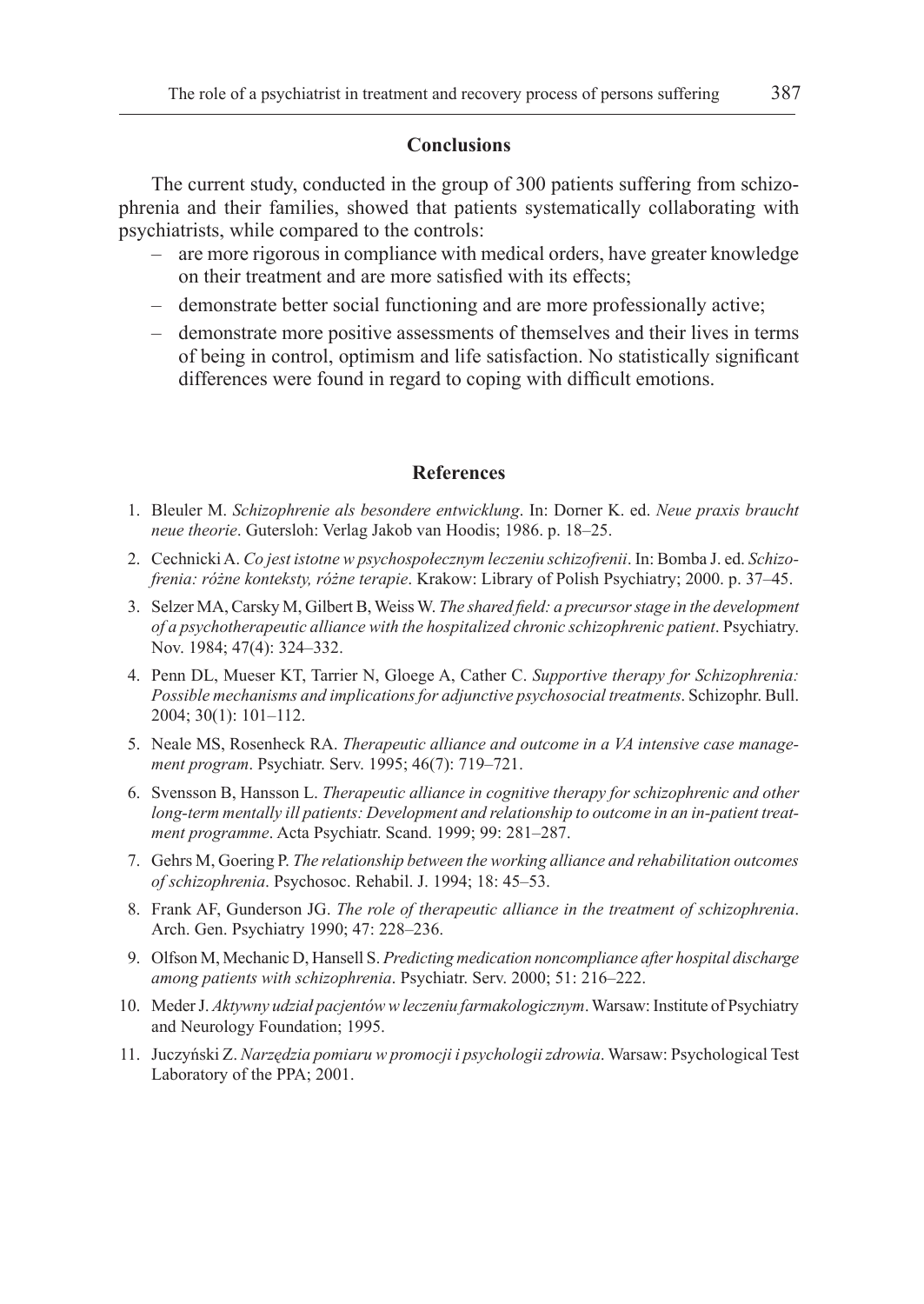## Conclusions

The current study, conducted in the group of 300 patients suffering from schizophrenia and their families, showed that patients systematically collaborating with psychiatrists, while compared to the controls:

- are more rigorous in compliance with medical orders, have greater knowledge on their treatment and are more satisfied with its effects;
- demonstrate better social functioning and are more professionally active;
- demonstrate more positive assessments of themselves and their lives in terms of being in control, optimism and life satisfaction. No statistically significant differences were found in regard to coping with difficult emotions.

## References

1. Bleuler M. *Schizophrenie als besondere entwicklung*. In: Dorner K. ed. *Neue praxis braucht neue theorie*. Gutersloh: Verlag Jakob van Hoodis; 1986. p. 18–25.
2. Cechnicki A. *Co jest istotne w psychospołecznym leczeniu schizofrenii*. In: Bomba J. ed. *Schizofrenia: różne konteksty, różne terapie*. Krakow: Library of Polish Psychiatry; 2000. p. 37–45.
3. Selzer MA, Carsky M, Gilbert B, Weiss W. *The shared field: a precursor stage in the development of a psychotherapeutic alliance with the hospitalized chronic schizophrenic patient*. Psychiatry. Nov. 1984; 47(4): 324–332.
4. Penn DL, Mueser KT, Tarrier N, Gloege A, Cather C. *Supportive therapy for Schizophrenia: Possible mechanisms and implications for adjunctive psychosocial treatments*. Schizophr. Bull. 2004; 30(1): 101–112.
5. Neale MS, Rosenheck RA. *Therapeutic alliance and outcome in a VA intensive case management program*. Psychiatr. Serv. 1995; 46(7): 719–721.
6. Svensson B, Hansson L. *Therapeutic alliance in cognitive therapy for schizophrenic and other long-term mentally ill patients: Development and relationship to outcome in an in-patient treatment programme*. Acta Psychiatr. Scand. 1999; 99: 281–287.
7. Gehrs M, Goering P. *The relationship between the working alliance and rehabilitation outcomes of schizophrenia*. Psychosoc. Rehabil. J. 1994; 18: 45–53.
8. Frank AF, Gunderson JG. *The role of therapeutic alliance in the treatment of schizophrenia*. Arch. Gen. Psychiatry 1990; 47: 228–236.
9. Olfson M, Mechanic D, Hansell S. *Predicting medication noncompliance after hospital discharge among patients with schizophrenia*. Psychiatr. Serv. 2000; 51: 216–222.
10. Meder J. *Aktywny udział pacjentów w leczeniu farmakologicznym*. Warsaw: Institute of Psychiatry and Neurology Foundation; 1995.
11. Juczyński Z. *Narzędzia pomiaru w promocji i psychologii zdrowia*. Warsaw: Psychological Test Laboratory of the PPA; 2001.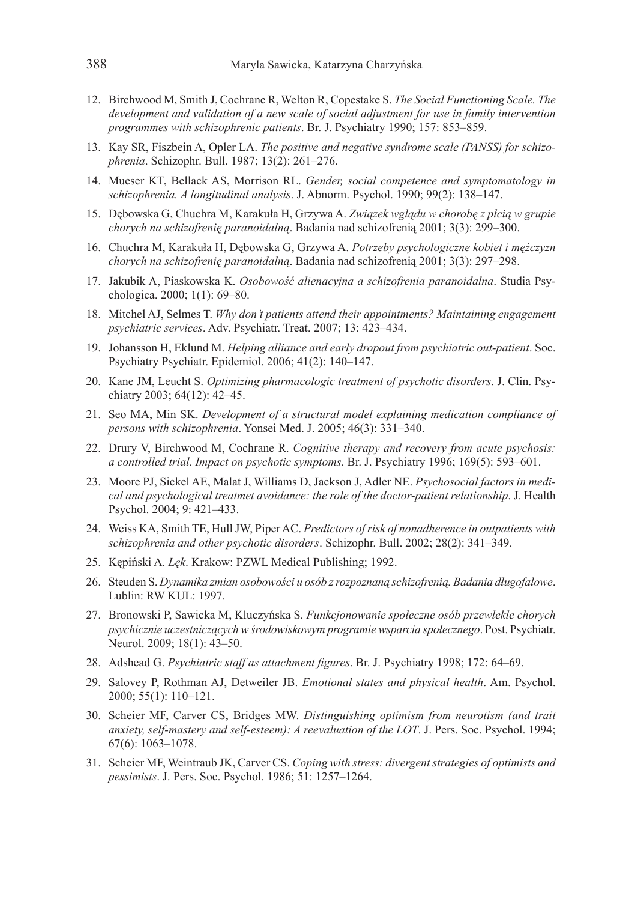12. Birchwood M, Smith J, Cochrane R, Welton R, Copestake S. *The Social Functioning Scale. The development and validation of a new scale of social adjustment for use in family intervention programmes with schizophrenic patients*. Br. J. Psychiatry 1990; 157: 853–859.
13. Kay SR, Fiszbein A, Opler LA. *The positive and negative syndrome scale (PANSS) for schizophrenia*. Schizophr. Bull. 1987; 13(2): 261–276.
14. Mueser KT, Bellack AS, Morrison RL. *Gender, social competence and symptomatology in schizophrenia. A longitudinal analysis*. J. Abnorm. Psychol. 1990; 99(2): 138–147.
15. Dębowska G, Chuchra M, Karakuła H, Grzywa A. *Związek wglądu w chorobę z płcią w grupie chorych na schizofrenię paranoidalną*. Badania nad schizofrenią 2001; 3(3): 299–300.
16. Chuchra M, Karakuła H, Dębowska G, Grzywa A. *Potrzeby psychologiczne kobiet i mężczyzn chorych na schizofrenię paranoidalną*. Badania nad schizofrenią 2001; 3(3): 297–298.
17. Jakubik A, Piaskowska K. *Osobowość alienacyjna a schizofrenia paranoidalna*. Studia Psychologica. 2000; 1(1): 69–80.
18. Mitchel AJ, Selmes T. *Why don't patients attend their appointments? Maintaining engagement psychiatric services*. Adv. Psychiatr. Treat. 2007; 13: 423–434.
19. Johansson H, Eklund M. *Helping alliance and early dropout from psychiatric out-patient*. Soc. Psychiatry Psychiatr. Epidemiol. 2006; 41(2): 140–147.
20. Kane JM, Leucht S. *Optimizing pharmacologic treatment of psychotic disorders*. J. Clin. Psychiatry 2003; 64(12): 42–45.
21. Seo MA, Min SK. *Development of a structural model explaining medication compliance of persons with schizophrenia*. Yonsei Med. J. 2005; 46(3): 331–340.
22. Drury V, Birchwood M, Cochrane R. *Cognitive therapy and recovery from acute psychosis: a controlled trial. Impact on psychotic symptoms*. Br. J. Psychiatry 1996; 169(5): 593–601.
23. Moore PJ, Sickel AE, Malat J, Williams D, Jackson J, Adler NE. *Psychosocial factors in medical and psychological treatmet avoidance: the role of the doctor-patient relationship*. J. Health Psychol. 2004; 9: 421–433.
24. Weiss KA, Smith TE, Hull JW, Piper AC. *Predictors of risk of nonadherence in outpatients with schizophrenia and other psychotic disorders*. Schizophr. Bull. 2002; 28(2): 341–349.
25. Kępiński A. *Lęk*. Krakow: PZWL Medical Publishing; 1992.
26. Steuden S. *Dynamika zmian osobowości u osób z rozpoznaną schizofrenią. Badania długofalowe*. Lublin: RW KUL: 1997.
27. Bronowski P, Sawicka M, Kluczyńska S. *Funkcjonowanie społeczne osób przewlekle chorych psychicznie uczestniczących w środowiskowym programie wsparcia społecznego*. Post. Psychiatr. Neurol. 2009; 18(1): 43–50.
28. Adshead G. *Psychiatric staff as attachment figures*. Br. J. Psychiatry 1998; 172: 64–69.
29. Salovey P, Rothman AJ, Detweiler JB. *Emotional states and physical health*. Am. Psychol. 2000; 55(1): 110–121.
30. Scheier MF, Carver CS, Bridges MW. *Distinguishing optimism from neurotism (and trait anxiety, self-mastery and self-esteem): A reevaluation of the LOT*. J. Pers. Soc. Psychol. 1994; 67(6): 1063–1078.
31. Scheier MF, Weintraub JK, Carver CS. *Coping with stress: divergent strategies of optimists and pessimists*. J. Pers. Soc. Psychol. 1986; 51: 1257–1264.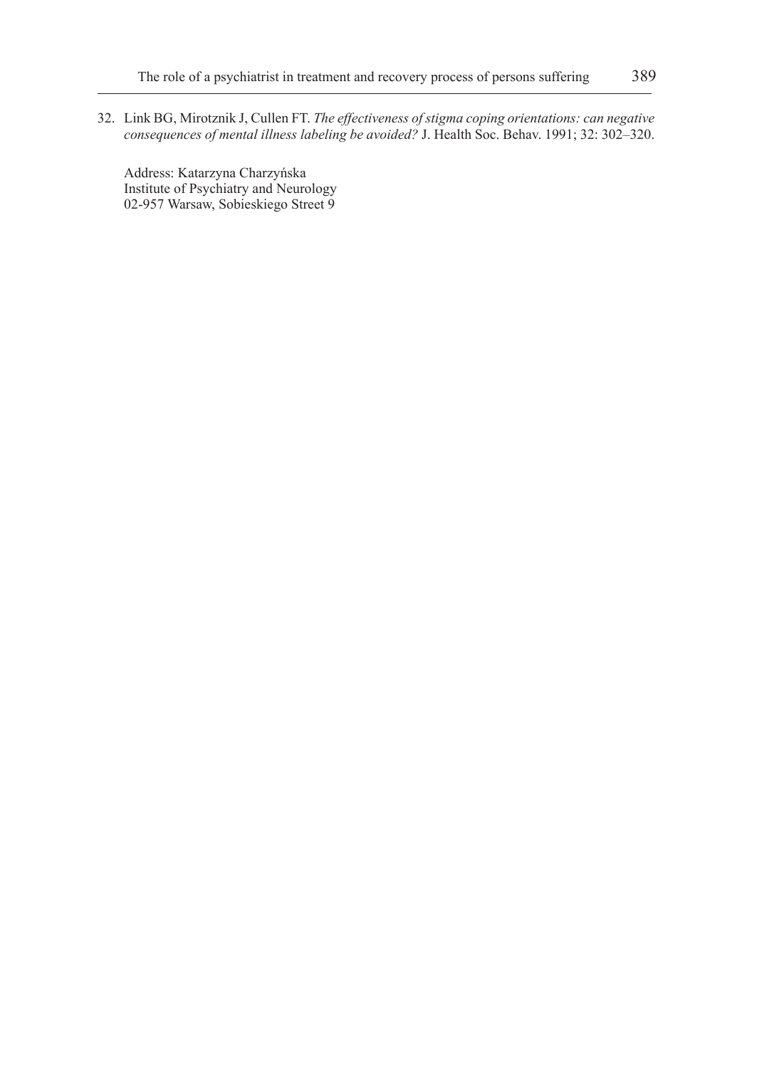32. Link BG, Mirotznik J, Cullen FT. *The effectiveness of stigma coping orientations: can negative consequences of mental illness labeling be avoided?* J. Health Soc. Behav. 1991; 32: 302–320.

Address: Katarzyna Charzyńska
Institute of Psychiatry and Neurology
02-957 Warsaw, Sobieskiego Street 9